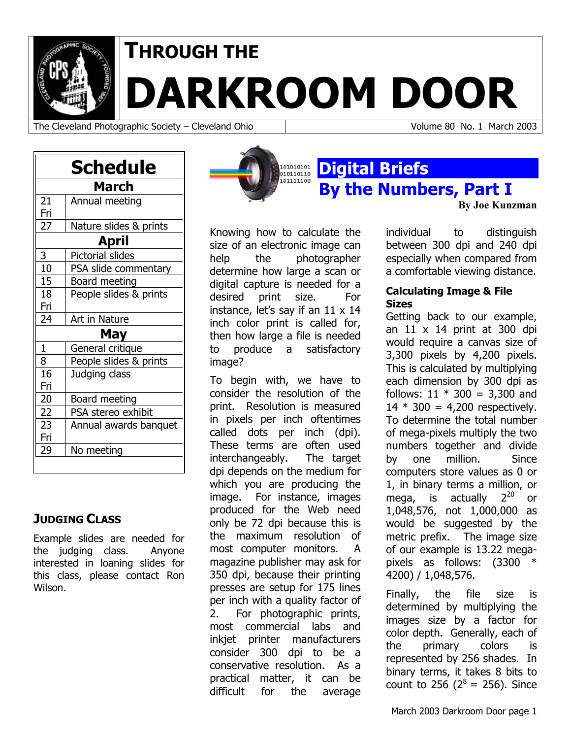# THROUGH THE DARKROOM DOOR

The Cleveland Photographic Society – Cleveland Ohio | Volume 80 No. 1 March 2003

## Schedule

| | |
|---|---|
| **March** | |
| 21 Fri | Annual meeting |
| 27 | Nature slides & prints |
| **April** | |
| 3 | Pictorial slides |
| 10 | PSA slide commentary |
| 15 | Board meeting |
| 18 Fri | People slides & prints |
| 24 | Art in Nature |
| **May** | |
| 1 | General critique |
| 8 | People slides & prints |
| 16 Fri | Judging class |
| 20 | Board meeting |
| 22 | PSA stereo exhibit |
| 23 Fri | Annual awards banquet |
| 29 | No meeting |

## JUDGING CLASS

Example slides are needed for the judging class. Anyone interested in loaning slides for this class, please contact Ron Wilson.

## Digital Briefs

## By the Numbers, Part I

**By Joe Kunzman**

Knowing how to calculate the size of an electronic image can help the photographer determine how large a scan or digital capture is needed for a desired print size. For instance, let's say if an 11 x 14 inch color print is called for, then how large a file is needed to produce a satisfactory image?

To begin with, we have to consider the resolution of the print. Resolution is measured in pixels per inch oftentimes called dots per inch (dpi). These terms are often used interchangeably. The target dpi depends on the medium for which you are producing the image. For instance, images produced for the Web need only be 72 dpi because this is the maximum resolution of most computer monitors. A magazine publisher may ask for 350 dpi, because their printing presses are setup for 175 lines per inch with a quality factor of 2. For photographic prints, most commercial labs and inkjet printer manufacturers consider 300 dpi to be a conservative resolution. As a practical matter, it can be difficult for the average individual to distinguish between 300 dpi and 240 dpi especially when compared from a comfortable viewing distance.

### Calculating Image & File Sizes

Getting back to our example, an 11 x 14 print at 300 dpi would require a canvas size of 3,300 pixels by 4,200 pixels. This is calculated by multiplying each dimension by 300 dpi as follows: 11 * 300 = 3,300 and 14 * 300 = 4,200 respectively. To determine the total number of mega-pixels multiply the two numbers together and divide by one million. Since computers store values as 0 or 1, in binary terms a million, or mega, is actually $2^{20}$ or 1,048,576, not 1,000,000 as would be suggested by the metric prefix. The image size of our example is 13.22 mega-pixels as follows: (3300 * 4200) / 1,048,576.

Finally, the file size is determined by multiplying the images size by a factor for color depth. Generally, each of the primary colors is represented by 256 shades. In binary terms, it takes 8 bits to count to 256 ($2^8 = 256$). Since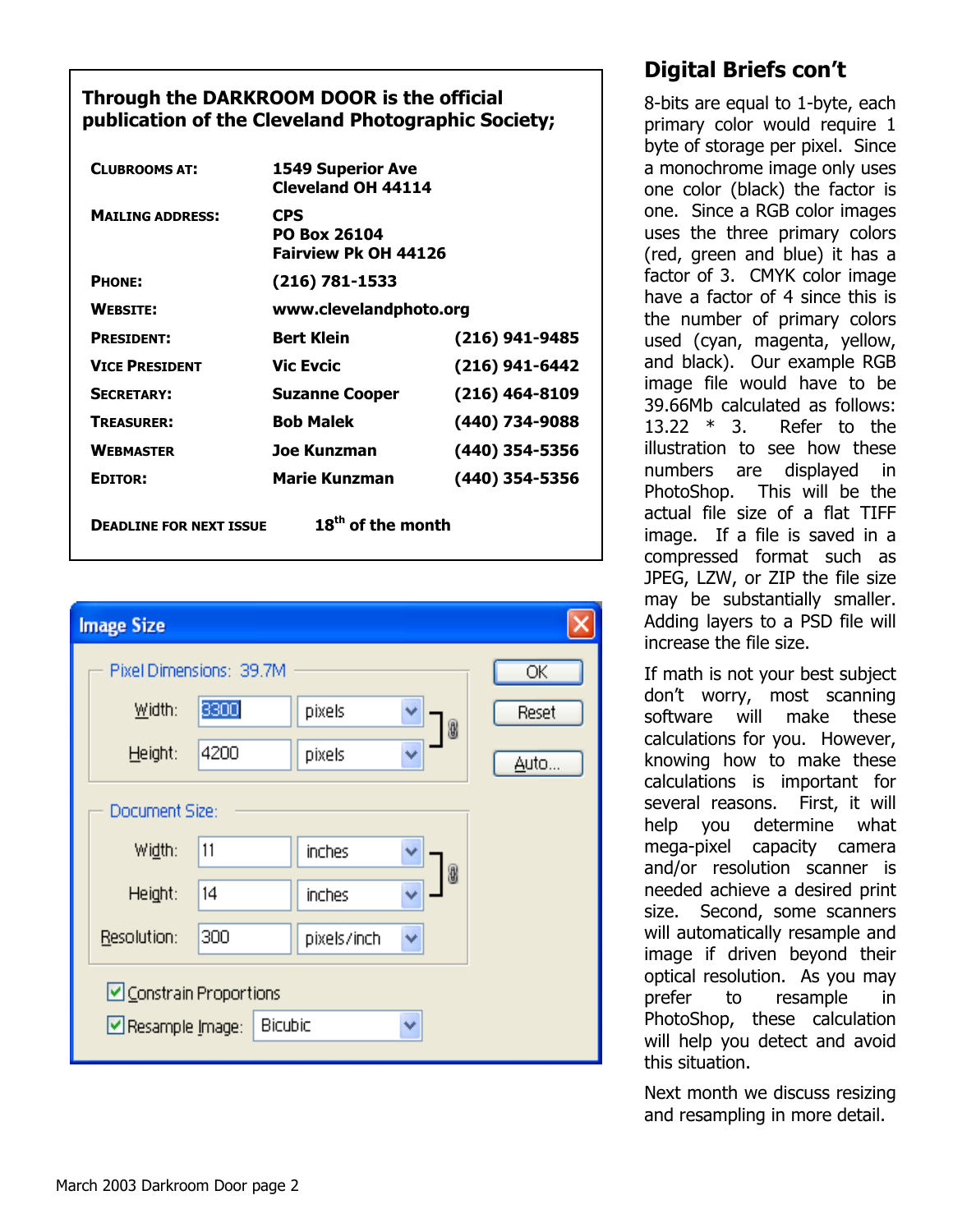**Through the DARKROOM DOOR is the official publication of the Cleveland Photographic Society;**

| | | |
|---|---|---|
| **CLUBROOMS AT:** | **1549 Superior Ave Cleveland OH 44114** | |
| **MAILING ADDRESS:** | **CPS PO Box 26104 Fairview Pk OH 44126** | |
| **PHONE:** | **(216) 781-1533** | |
| **WEBSITE:** | **www.clevelandphoto.org** | |
| **PRESIDENT:** | **Bert Klein** | **(216) 941-9485** |
| **VICE PRESIDENT** | **Vic Evcic** | **(216) 941-6442** |
| **SECRETARY:** | **Suzanne Cooper** | **(216) 464-8109** |
| **TREASURER:** | **Bob Malek** | **(440) 734-9088** |
| **WEBMASTER** | **Joe Kunzman** | **(440) 354-5356** |
| **EDITOR:** | **Marie Kunzman** | **(440) 354-5356** |

**DEADLINE FOR NEXT ISSUE** **18th of the month**

**Image Size**

Pixel Dimensions: 39.7M

| | | |
|---|---|---|
| Width: | 3300 | pixels |
| Height: | 4200 | pixels |

Document Size:

| | | |
|---|---|---|
| Width: | 11 | inches |
| Height: | 14 | inches |
| Resolution: | 300 | pixels/inch |

☑ Constrain Proportions

☑ Resample Image: Bicubic

OK | Reset | Auto...

## Digital Briefs con't

8-bits are equal to 1-byte, each primary color would require 1 byte of storage per pixel. Since a monochrome image only uses one color (black) the factor is one. Since a RGB color images uses the three primary colors (red, green and blue) it has a factor of 3. CMYK color image have a factor of 4 since this is the number of primary colors used (cyan, magenta, yellow, and black). Our example RGB image file would have to be 39.66Mb calculated as follows: 13.22 * 3. Refer to the illustration to see how these numbers are displayed in PhotoShop. This will be the actual file size of a flat TIFF image. If a file is saved in a compressed format such as JPEG, LZW, or ZIP the file size may be substantially smaller. Adding layers to a PSD file will increase the file size.

If math is not your best subject don't worry, most scanning software will make these calculations for you. However, knowing how to make these calculations is important for several reasons. First, it will help you determine what mega-pixel capacity camera and/or resolution scanner is needed achieve a desired print size. Second, some scanners will automatically resample and image if driven beyond their optical resolution. As you may prefer to resample in PhotoShop, these calculation will help you detect and avoid this situation.

Next month we discuss resizing and resampling in more detail.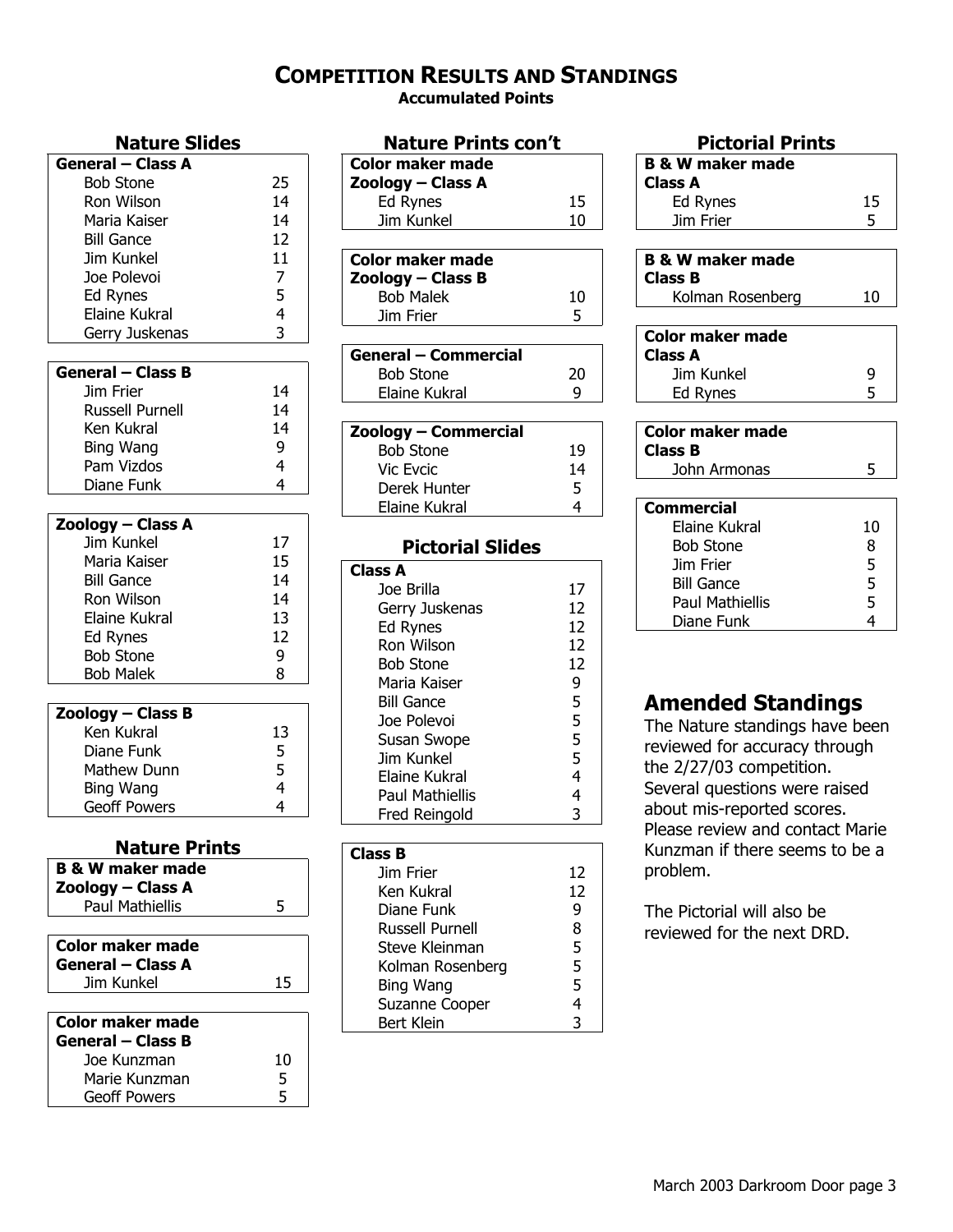# COMPETITION RESULTS AND STANDINGS

**Accumulated Points**

## Nature Slides

| General – Class A | |
|---|---|
| Bob Stone | 25 |
| Ron Wilson | 14 |
| Maria Kaiser | 14 |
| Bill Gance | 12 |
| Jim Kunkel | 11 |
| Joe Polevoi | 7 |
| Ed Rynes | 5 |
| Elaine Kukral | 4 |
| Gerry Juskenas | 3 |

| General – Class B | |
|---|---|
| Jim Frier | 14 |
| Russell Purnell | 14 |
| Ken Kukral | 14 |
| Bing Wang | 9 |
| Pam Vizdos | 4 |
| Diane Funk | 4 |

| Zoology – Class A | |
|---|---|
| Jim Kunkel | 17 |
| Maria Kaiser | 15 |
| Bill Gance | 14 |
| Ron Wilson | 14 |
| Elaine Kukral | 13 |
| Ed Rynes | 12 |
| Bob Stone | 9 |
| Bob Malek | 8 |

| Zoology – Class B | |
|---|---|
| Ken Kukral | 13 |
| Diane Funk | 5 |
| Mathew Dunn | 5 |
| Bing Wang | 4 |
| Geoff Powers | 4 |

## Nature Prints

| B & W maker made Zoology – Class A | |
|---|---|
| Paul Mathiellis | 5 |

| Color maker made General – Class A | |
|---|---|
| Jim Kunkel | 15 |

| Color maker made General – Class B | |
|---|---|
| Joe Kunzman | 10 |
| Marie Kunzman | 5 |
| Geoff Powers | 5 |

## Nature Prints con't

| Color maker made Zoology – Class A | |
|---|---|
| Ed Rynes | 15 |
| Jim Kunkel | 10 |

| Color maker made Zoology – Class B | |
|---|---|
| Bob Malek | 10 |
| Jim Frier | 5 |

| General – Commercial | |
|---|---|
| Bob Stone | 20 |
| Elaine Kukral | 9 |

| Zoology – Commercial | |
|---|---|
| Bob Stone | 19 |
| Vic Evcic | 14 |
| Derek Hunter | 5 |
| Elaine Kukral | 4 |

## Pictorial Slides

| Class A | |
|---|---|
| Joe Brilla | 17 |
| Gerry Juskenas | 12 |
| Ed Rynes | 12 |
| Ron Wilson | 12 |
| Bob Stone | 12 |
| Maria Kaiser | 9 |
| Bill Gance | 5 |
| Joe Polevoi | 5 |
| Susan Swope | 5 |
| Jim Kunkel | 5 |
| Elaine Kukral | 4 |
| Paul Mathiellis | 4 |
| Fred Reingold | 3 |

| Class B | |
|---|---|
| Jim Frier | 12 |
| Ken Kukral | 12 |
| Diane Funk | 9 |
| Russell Purnell | 8 |
| Steve Kleinman | 5 |
| Kolman Rosenberg | 5 |
| Bing Wang | 5 |
| Suzanne Cooper | 4 |
| Bert Klein | 3 |

## Pictorial Prints

| B & W maker made Class A | |
|---|---|
| Ed Rynes | 15 |
| Jim Frier | 5 |

| B & W maker made Class B | |
|---|---|
| Kolman Rosenberg | 10 |

| Color maker made Class A | |
|---|---|
| Jim Kunkel | 9 |
| Ed Rynes | 5 |

| Color maker made Class B | |
|---|---|
| John Armonas | 5 |

| Commercial | |
|---|---|
| Elaine Kukral | 10 |
| Bob Stone | 8 |
| Jim Frier | 5 |
| Bill Gance | 5 |
| Paul Mathiellis | 5 |
| Diane Funk | 4 |

## Amended Standings

The Nature standings have been reviewed for accuracy through the 2/27/03 competition. Several questions were raised about mis-reported scores. Please review and contact Marie Kunzman if there seems to be a problem.

The Pictorial will also be reviewed for the next DRD.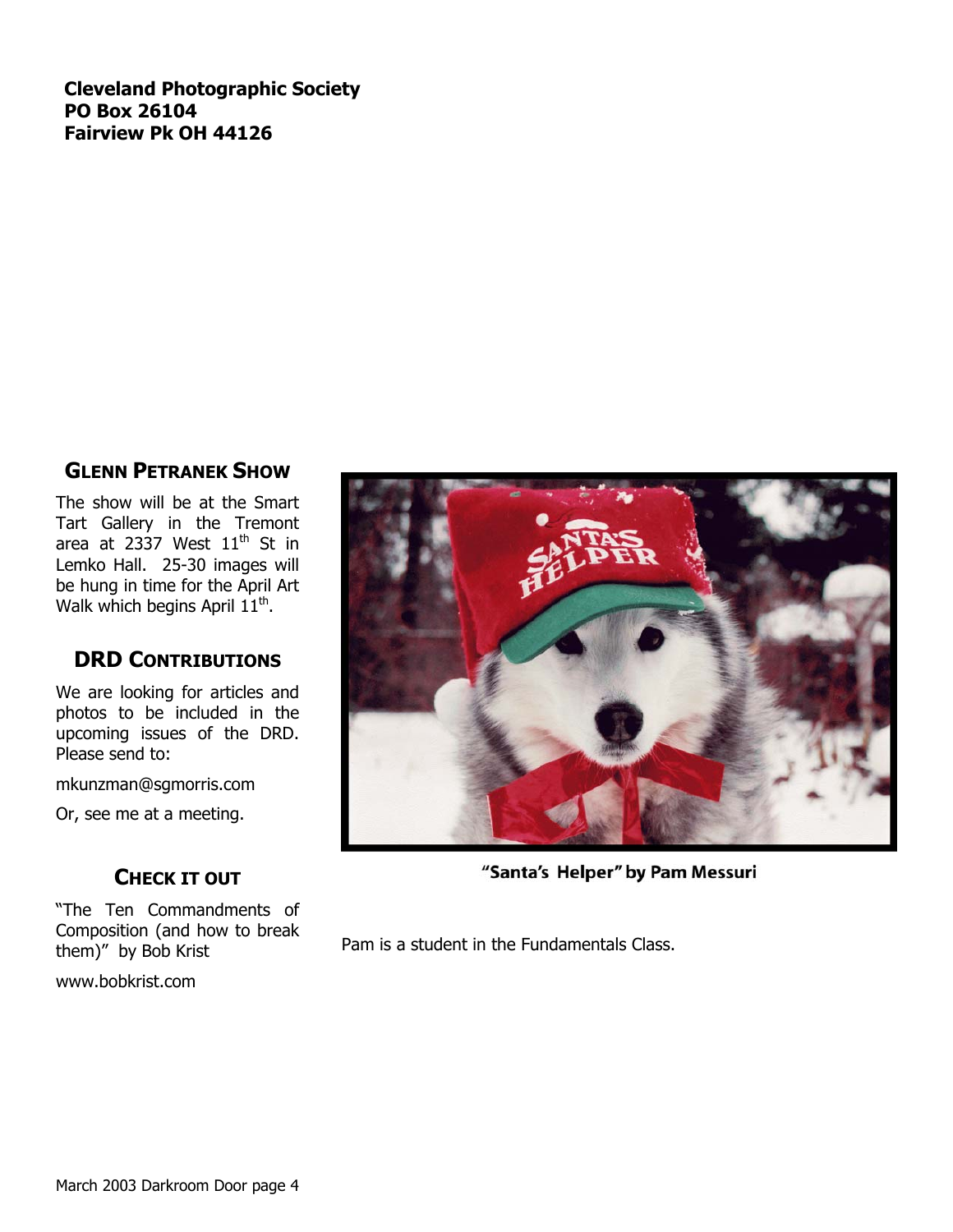**Cleveland Photographic Society**
**PO Box 26104**
**Fairview Pk OH 44126**

## GLENN PETRANEK SHOW

The show will be at the Smart Tart Gallery in the Tremont area at 2337 West 11th St in Lemko Hall. 25-30 images will be hung in time for the April Art Walk which begins April 11th.

## DRD CONTRIBUTIONS

We are looking for articles and photos to be included in the upcoming issues of the DRD. Please send to:

mkunzman@sgmorris.com

Or, see me at a meeting.

## CHECK IT OUT

"The Ten Commandments of Composition (and how to break them)" by Bob Krist

www.bobkrist.com

**"Santa's Helper" by Pam Messuri**

Pam is a student in the Fundamentals Class.